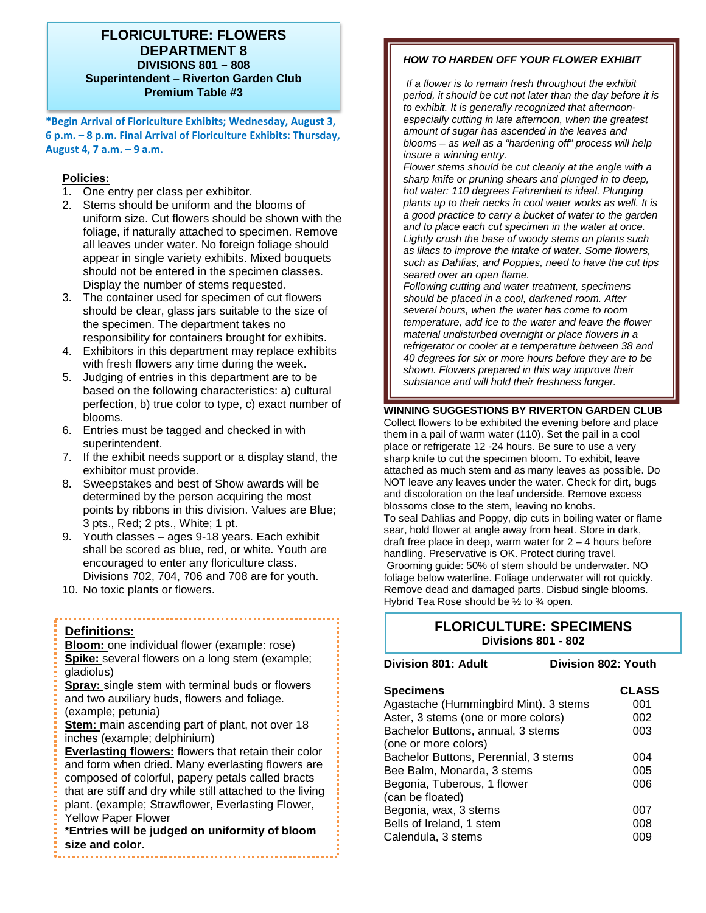# FLORICULTURE: FLOWERS DEPARTMENT 8

**DIVISIONS 801 – 808**
**Superintendent – Riverton Garden Club**
**Premium Table #3**

**\*Begin Arrival of Floriculture Exhibits; Wednesday, August 3, 6 p.m. – 8 p.m. Final Arrival of Floriculture Exhibits: Thursday, August 4, 7 a.m. – 9 a.m.**

**Policies:**

1. One entry per class per exhibitor.
2. Stems should be uniform and the blooms of uniform size. Cut flowers should be shown with the foliage, if naturally attached to specimen. Remove all leaves under water. No foreign foliage should appear in single variety exhibits. Mixed bouquets should not be entered in the specimen classes. Display the number of stems requested.
3. The container used for specimen of cut flowers should be clear, glass jars suitable to the size of the specimen. The department takes no responsibility for containers brought for exhibits.
4. Exhibitors in this department may replace exhibits with fresh flowers any time during the week.
5. Judging of entries in this department are to be based on the following characteristics: a) cultural perfection, b) true color to type, c) exact number of blooms.
6. Entries must be tagged and checked in with superintendent.
7. If the exhibit needs support or a display stand, the exhibitor must provide.
8. Sweepstakes and best of Show awards will be determined by the person acquiring the most points by ribbons in this division. Values are Blue; 3 pts., Red; 2 pts., White; 1 pt.
9. Youth classes – ages 9-18 years. Each exhibit shall be scored as blue, red, or white. Youth are encouraged to enter any floriculture class. Divisions 702, 704, 706 and 708 are for youth.
10. No toxic plants or flowers.

**Definitions:**

**Bloom:** one individual flower (example: rose)
**Spike:** several flowers on a long stem (example; gladiolus)
**Spray:** single stem with terminal buds or flowers and two auxiliary buds, flowers and foliage. (example; petunia)
**Stem:** main ascending part of plant, not over 18 inches (example; delphinium)
**Everlasting flowers:** flowers that retain their color and form when dried. Many everlasting flowers are composed of colorful, papery petals called bracts that are stiff and dry while still attached to the living plant. (example; Strawflower, Everlasting Flower, Yellow Paper Flower
**\*Entries will be judged on uniformity of bloom size and color.**

***HOW TO HARDEN OFF YOUR FLOWER EXHIBIT***

*If a flower is to remain fresh throughout the exhibit period, it should be cut not later than the day before it is to exhibit. It is generally recognized that afternoon-especially cutting in late afternoon, when the greatest amount of sugar has ascended in the leaves and blooms – as well as a "hardening off" process will help insure a winning entry.*
*Flower stems should be cut cleanly at the angle with a sharp knife or pruning shears and plunged in to deep, hot water: 110 degrees Fahrenheit is ideal. Plunging plants up to their necks in cool water works as well. It is a good practice to carry a bucket of water to the garden and to place each cut specimen in the water at once. Lightly crush the base of woody stems on plants such as lilacs to improve the intake of water. Some flowers, such as Dahlias, and Poppies, need to have the cut tips seared over an open flame.*
*Following cutting and water treatment, specimens should be placed in a cool, darkened room. After several hours, when the water has come to room temperature, add ice to the water and leave the flower material undisturbed overnight or place flowers in a refrigerator or cooler at a temperature between 38 and 40 degrees for six or more hours before they are to be shown. Flowers prepared in this way improve their substance and will hold their freshness longer.*

**WINNING SUGGESTIONS BY RIVERTON GARDEN CLUB**

Collect flowers to be exhibited the evening before and place them in a pail of warm water (110). Set the pail in a cool place or refrigerate 12 -24 hours. Be sure to use a very sharp knife to cut the specimen bloom. To exhibit, leave attached as much stem and as many leaves as possible. Do NOT leave any leaves under the water. Check for dirt, bugs and discoloration on the leaf underside. Remove excess blossoms close to the stem, leaving no knobs.
To seal Dahlias and Poppy, dip cuts in boiling water or flame sear, hold flower at angle away from heat. Store in dark, draft free place in deep, warm water for 2 – 4 hours before handling. Preservative is OK. Protect during travel.
Grooming guide: 50% of stem should be underwater. NO foliage below waterline. Foliage underwater will rot quickly. Remove dead and damaged parts. Disbud single blooms. Hybrid Tea Rose should be ½ to ¾ open.

## FLORICULTURE: SPECIMENS

**Divisions 801 - 802**

**Division 801: Adult** — **Division 802: Youth**

| **Specimens** | **CLASS** |
|---|---|
| Agastache (Hummingbird Mint). 3 stems | 001 |
| Aster, 3 stems (one or more colors) | 002 |
| Bachelor Buttons, annual, 3 stems (one or more colors) | 003 |
| Bachelor Buttons, Perennial, 3 stems | 004 |
| Bee Balm, Monarda, 3 stems | 005 |
| Begonia, Tuberous, 1 flower (can be floated) | 006 |
| Begonia, wax, 3 stems | 007 |
| Bells of Ireland, 1 stem | 008 |
| Calendula, 3 stems | 009 |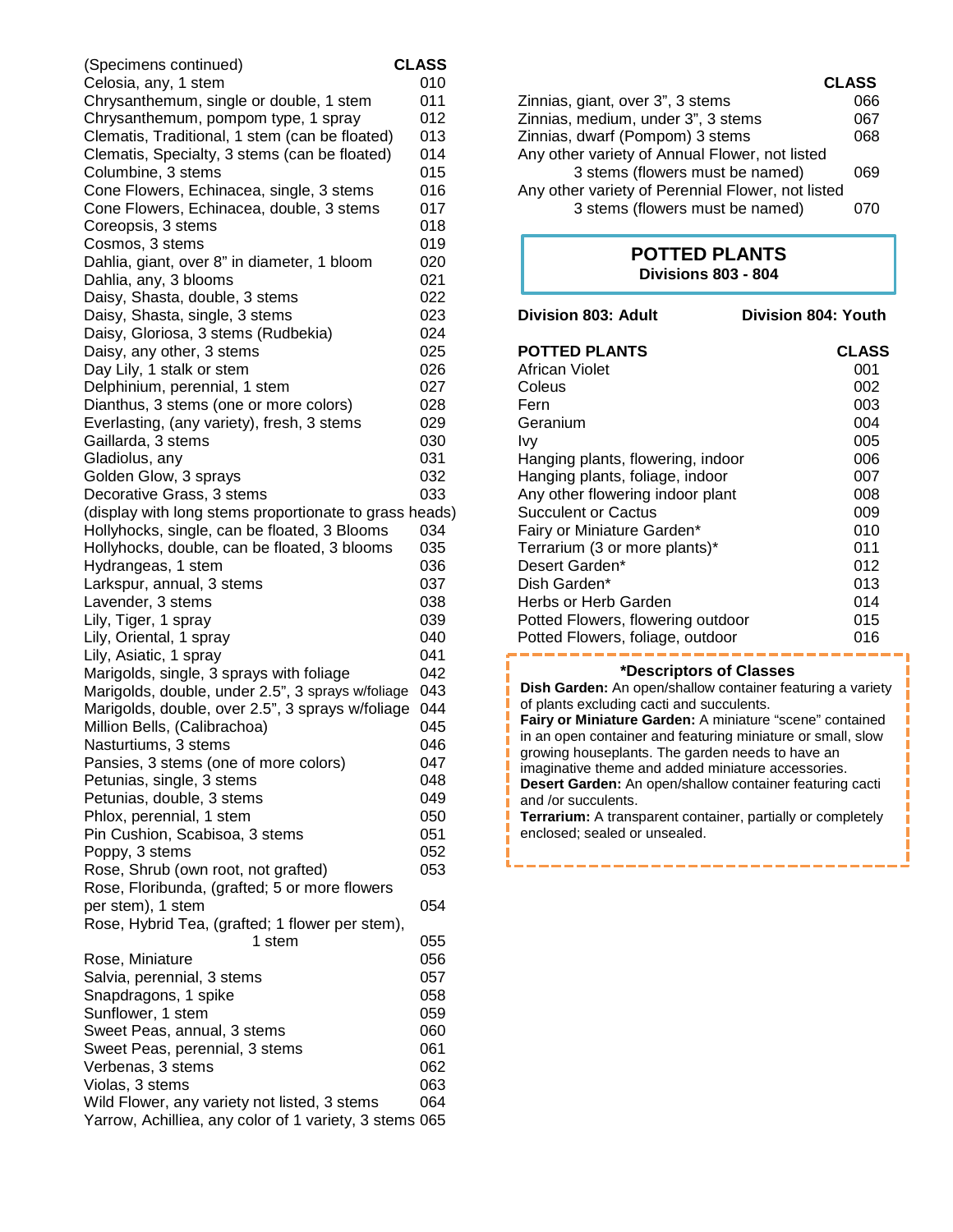| (Specimens continued) | CLASS |
|---|---|
| Celosia, any, 1 stem | 010 |
| Chrysanthemum, single or double, 1 stem | 011 |
| Chrysanthemum, pompom type, 1 spray | 012 |
| Clematis, Traditional, 1 stem (can be floated) | 013 |
| Clematis, Specialty, 3 stems (can be floated) | 014 |
| Columbine, 3 stems | 015 |
| Cone Flowers, Echinacea, single, 3 stems | 016 |
| Cone Flowers, Echinacea, double, 3 stems | 017 |
| Coreopsis, 3 stems | 018 |
| Cosmos, 3 stems | 019 |
| Dahlia, giant, over 8" in diameter, 1 bloom | 020 |
| Dahlia, any, 3 blooms | 021 |
| Daisy, Shasta, double, 3 stems | 022 |
| Daisy, Shasta, single, 3 stems | 023 |
| Daisy, Gloriosa, 3 stems (Rudbekia) | 024 |
| Daisy, any other, 3 stems | 025 |
| Day Lily, 1 stalk or stem | 026 |
| Delphinium, perennial, 1 stem | 027 |
| Dianthus, 3 stems (one or more colors) | 028 |
| Everlasting, (any variety), fresh, 3 stems | 029 |
| Gaillarda, 3 stems | 030 |
| Gladiolus, any | 031 |
| Golden Glow, 3 sprays | 032 |
| Decorative Grass, 3 stems (display with long stems proportionate to grass heads) | 033 |
| Hollyhocks, single, can be floated, 3 Blooms | 034 |
| Hollyhocks, double, can be floated, 3 blooms | 035 |
| Hydrangeas, 1 stem | 036 |
| Larkspur, annual, 3 stems | 037 |
| Lavender, 3 stems | 038 |
| Lily, Tiger, 1 spray | 039 |
| Lily, Oriental, 1 spray | 040 |
| Lily, Asiatic, 1 spray | 041 |
| Marigolds, single, 3 sprays with foliage | 042 |
| Marigolds, double, under 2.5", 3 sprays w/foliage | 043 |
| Marigolds, double, over 2.5", 3 sprays w/foliage | 044 |
| Million Bells, (Calibrachoa) | 045 |
| Nasturtiums, 3 stems | 046 |
| Pansies, 3 stems (one of more colors) | 047 |
| Petunias, single, 3 stems | 048 |
| Petunias, double, 3 stems | 049 |
| Phlox, perennial, 1 stem | 050 |
| Pin Cushion, Scabisoa, 3 stems | 051 |
| Poppy, 3 stems | 052 |
| Rose, Shrub (own root, not grafted) | 053 |
| Rose, Floribunda, (grafted; 5 or more flowers per stem), 1 stem | 054 |
| Rose, Hybrid Tea, (grafted; 1 flower per stem), 1 stem | 055 |
| Rose, Miniature | 056 |
| Salvia, perennial, 3 stems | 057 |
| Snapdragons, 1 spike | 058 |
| Sunflower, 1 stem | 059 |
| Sweet Peas, annual, 3 stems | 060 |
| Sweet Peas, perennial, 3 stems | 061 |
| Verbenas, 3 stems | 062 |
| Violas, 3 stems | 063 |
| Wild Flower, any variety not listed, 3 stems | 064 |
| Yarrow, Achilliea, any color of 1 variety, 3 stems | 065 |
| Zinnias, giant, over 3", 3 stems | 066 |
| Zinnias, medium, under 3", 3 stems | 067 |
| Zinnias, dwarf (Pompom) 3 stems | 068 |
| Any other variety of Annual Flower, not listed 3 stems (flowers must be named) | 069 |
| Any other variety of Perennial Flower, not listed 3 stems (flowers must be named) | 070 |

## POTTED PLANTS

**Divisions 803 - 804**

**Division 803: Adult** **Division 804: Youth**

| POTTED PLANTS | CLASS |
|---|---|
| African Violet | 001 |
| Coleus | 002 |
| Fern | 003 |
| Geranium | 004 |
| Ivy | 005 |
| Hanging plants, flowering, indoor | 006 |
| Hanging plants, foliage, indoor | 007 |
| Any other flowering indoor plant | 008 |
| Succulent or Cactus | 009 |
| Fairy or Miniature Garden* | 010 |
| Terrarium (3 or more plants)* | 011 |
| Desert Garden* | 012 |
| Dish Garden* | 013 |
| Herbs or Herb Garden | 014 |
| Potted Flowers, flowering outdoor | 015 |
| Potted Flowers, foliage, outdoor | 016 |

### *Descriptors of Classes

**Dish Garden:** An open/shallow container featuring a variety of plants excluding cacti and succulents.
**Fairy or Miniature Garden:** A miniature "scene" contained in an open container and featuring miniature or small, slow growing houseplants. The garden needs to have an imaginative theme and added miniature accessories.
**Desert Garden:** An open/shallow container featuring cacti and /or succulents.
**Terrarium:** A transparent container, partially or completely enclosed; sealed or unsealed.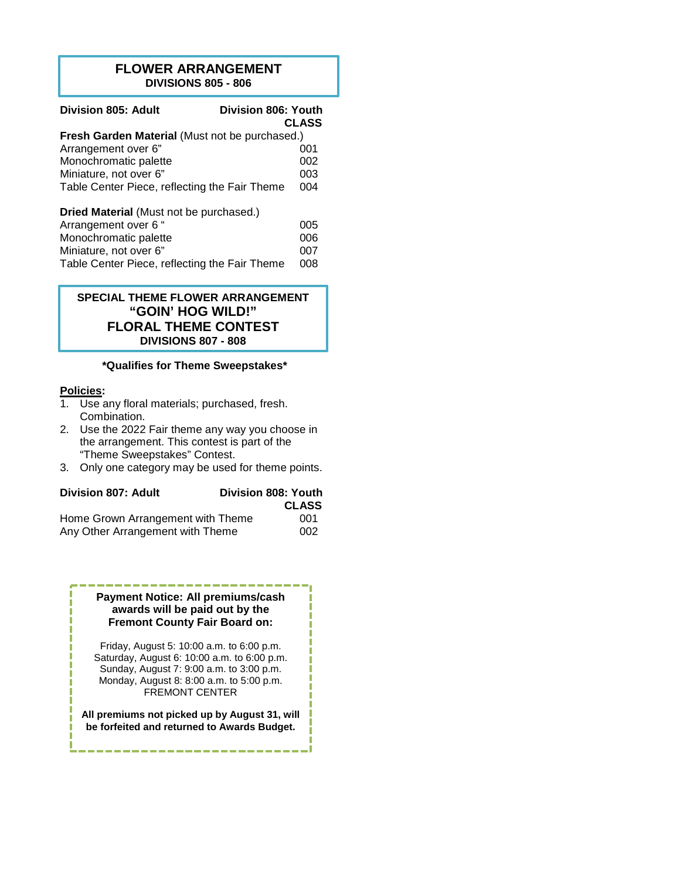## FLOWER ARRANGEMENT
### DIVISIONS 805 - 806

| Division 805: Adult / Division 806: Youth | CLASS |
|---|---|
| **Fresh Garden Material** (Must not be purchased.) | |
| Arrangement over 6” | 001 |
| Monochromatic palette | 002 |
| Miniature, not over 6” | 003 |
| Table Center Piece, reflecting the Fair Theme | 004 |
| **Dried Material** (Must not be purchased.) | |
| Arrangement over 6 “ | 005 |
| Monochromatic palette | 006 |
| Miniature, not over 6” | 007 |
| Table Center Piece, reflecting the Fair Theme | 008 |

## SPECIAL THEME FLOWER ARRANGEMENT
## “GOIN’ HOG WILD!”
## FLORAL THEME CONTEST
### DIVISIONS 807 - 808

**\*Qualifies for Theme Sweepstakes\***

**Policies:**

1. Use any floral materials; purchased, fresh. Combination.
2. Use the 2022 Fair theme any way you choose in the arrangement. This contest is part of the “Theme Sweepstakes” Contest.
3. Only one category may be used for theme points.

| Division 807: Adult / Division 808: Youth | CLASS |
|---|---|
| Home Grown Arrangement with Theme | 001 |
| Any Other Arrangement with Theme | 002 |

**Payment Notice: All premiums/cash awards will be paid out by the Fremont County Fair Board on:**

Friday, August 5: 10:00 a.m. to 6:00 p.m.
Saturday, August 6: 10:00 a.m. to 6:00 p.m.
Sunday, August 7: 9:00 a.m. to 3:00 p.m.
Monday, August 8: 8:00 a.m. to 5:00 p.m.
FREMONT CENTER

**All premiums not picked up by August 31, will be forfeited and returned to Awards Budget.**